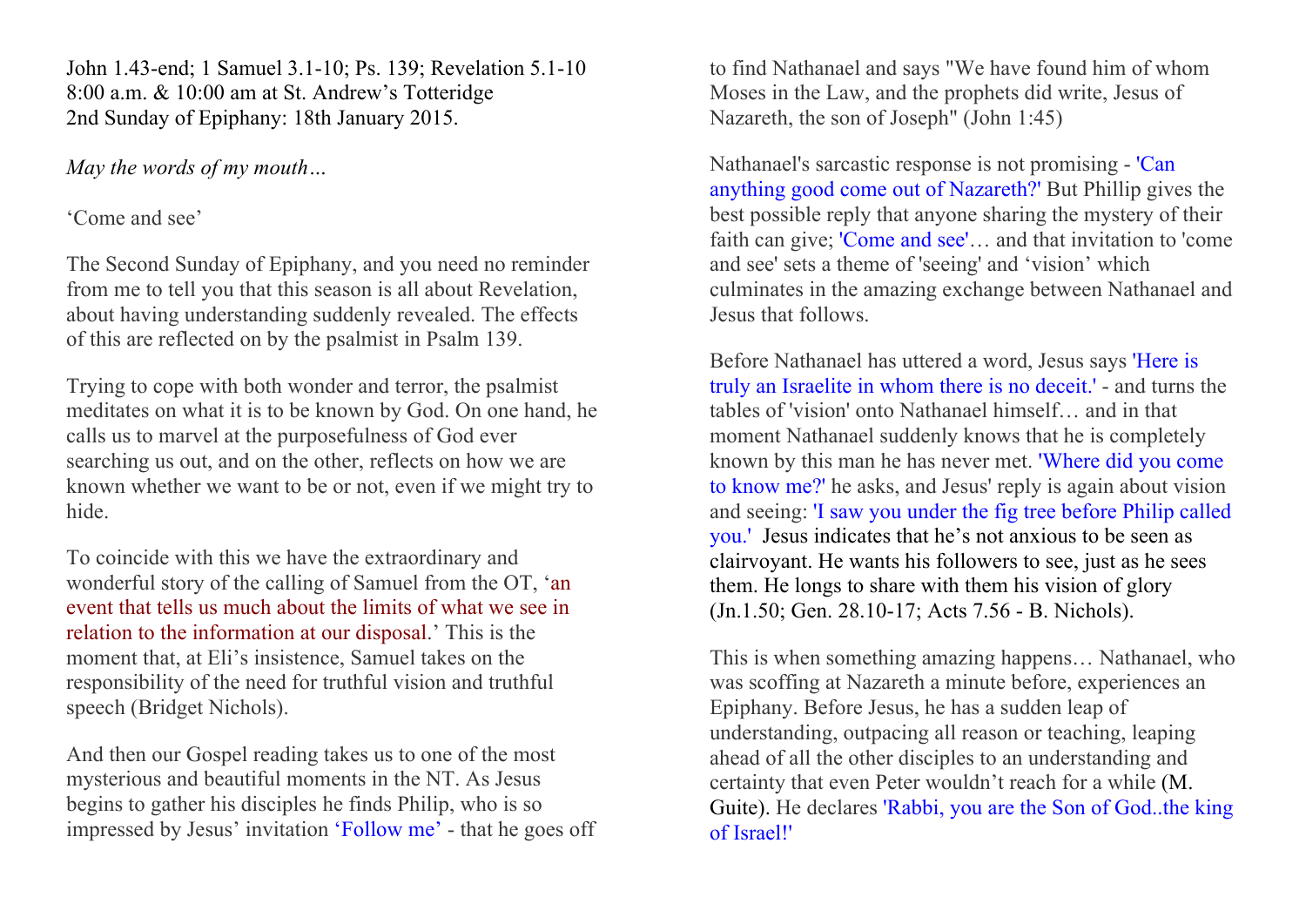John 1.43-end; 1 Samuel 3.1-10; Ps. 139; Revelation 5.1-10
8:00 a.m. & 10:00 am at St. Andrew's Totteridge
2nd Sunday of Epiphany: 18th January 2015.

*May the words of my mouth…*

'Come and see'

The Second Sunday of Epiphany, and you need no reminder from me to tell you that this season is all about Revelation, about having understanding suddenly revealed. The effects of this are reflected on by the psalmist in Psalm 139.

Trying to cope with both wonder and terror, the psalmist meditates on what it is to be known by God. On one hand, he calls us to marvel at the purposefulness of God ever searching us out, and on the other, reflects on how we are known whether we want to be or not, even if we might try to hide.

To coincide with this we have the extraordinary and wonderful story of the calling of Samuel from the OT, 'an event that tells us much about the limits of what we see in relation to the information at our disposal.' This is the moment that, at Eli's insistence, Samuel takes on the responsibility of the need for truthful vision and truthful speech (Bridget Nichols).

And then our Gospel reading takes us to one of the most mysterious and beautiful moments in the NT. As Jesus begins to gather his disciples he finds Philip, who is so impressed by Jesus' invitation 'Follow me' - that he goes off to find Nathanael and says "We have found him of whom Moses in the Law, and the prophets did write, Jesus of Nazareth, the son of Joseph" (John 1:45)

Nathanael's sarcastic response is not promising - 'Can anything good come out of Nazareth?' But Phillip gives the best possible reply that anyone sharing the mystery of their faith can give; 'Come and see'… and that invitation to 'come and see' sets a theme of 'seeing' and 'vision' which culminates in the amazing exchange between Nathanael and Jesus that follows.

Before Nathanael has uttered a word, Jesus says 'Here is truly an Israelite in whom there is no deceit.' - and turns the tables of 'vision' onto Nathanael himself… and in that moment Nathanael suddenly knows that he is completely known by this man he has never met. 'Where did you come to know me?' he asks, and Jesus' reply is again about vision and seeing: 'I saw you under the fig tree before Philip called you.' Jesus indicates that he's not anxious to be seen as clairvoyant. He wants his followers to see, just as he sees them. He longs to share with them his vision of glory (Jn.1.50; Gen. 28.10-17; Acts 7.56 - B. Nichols).

This is when something amazing happens… Nathanael, who was scoffing at Nazareth a minute before, experiences an Epiphany. Before Jesus, he has a sudden leap of understanding, outpacing all reason or teaching, leaping ahead of all the other disciples to an understanding and certainty that even Peter wouldn't reach for a while (M. Guite). He declares 'Rabbi, you are the Son of God..the king of Israel!'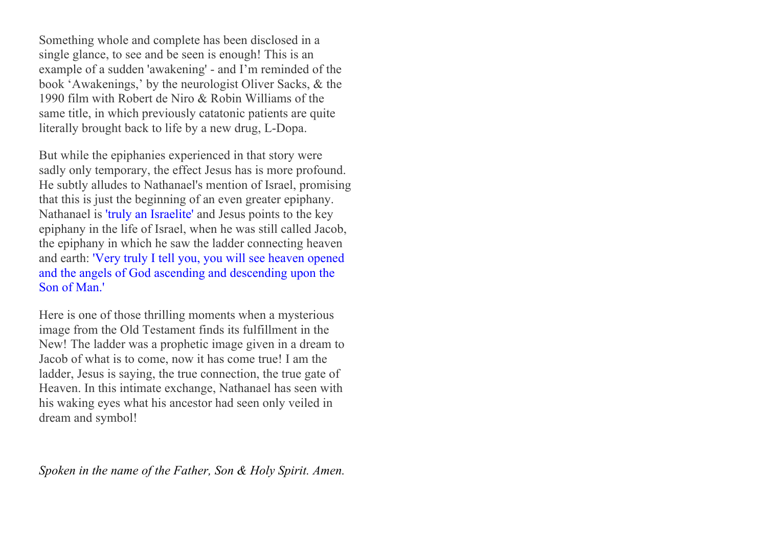Something whole and complete has been disclosed in a single glance, to see and be seen is enough! This is an example of a sudden 'awakening' - and I'm reminded of the book 'Awakenings,' by the neurologist Oliver Sacks, & the 1990 film with Robert de Niro & Robin Williams of the same title, in which previously catatonic patients are quite literally brought back to life by a new drug, L-Dopa.

But while the epiphanies experienced in that story were sadly only temporary, the effect Jesus has is more profound. He subtly alludes to Nathanael's mention of Israel, promising that this is just the beginning of an even greater epiphany. Nathanael is 'truly an Israelite' and Jesus points to the key epiphany in the life of Israel, when he was still called Jacob, the epiphany in which he saw the ladder connecting heaven and earth: 'Very truly I tell you, you will see heaven opened and the angels of God ascending and descending upon the Son of Man.'

Here is one of those thrilling moments when a mysterious image from the Old Testament finds its fulfillment in the New! The ladder was a prophetic image given in a dream to Jacob of what is to come, now it has come true! I am the ladder, Jesus is saying, the true connection, the true gate of Heaven. In this intimate exchange, Nathanael has seen with his waking eyes what his ancestor had seen only veiled in dream and symbol!

*Spoken in the name of the Father, Son & Holy Spirit. Amen.*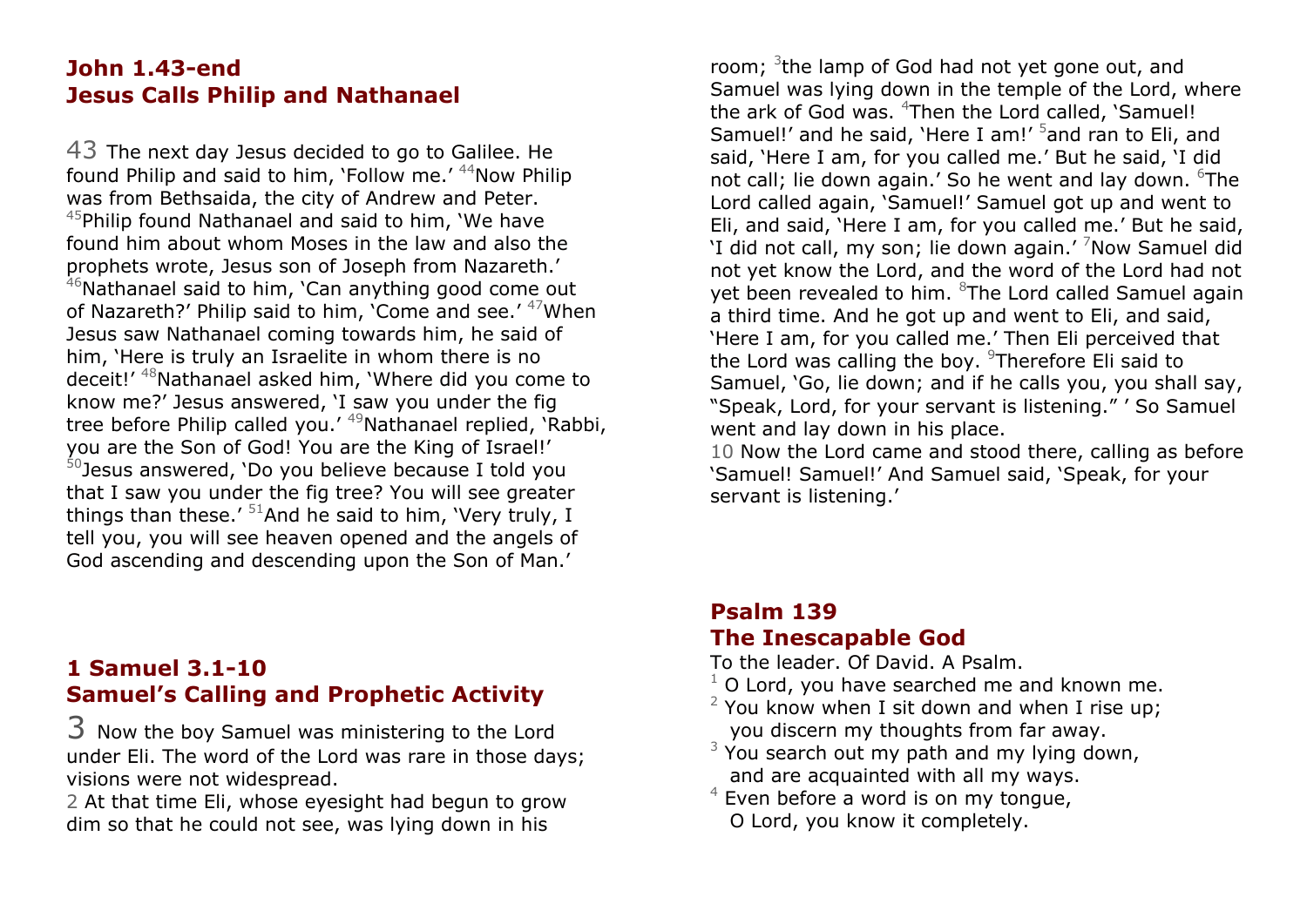## John 1.43-end
## Jesus Calls Philip and Nathanael

43 The next day Jesus decided to go to Galilee. He found Philip and said to him, 'Follow me.' [44]Now Philip was from Bethsaida, the city of Andrew and Peter. [45]Philip found Nathanael and said to him, 'We have found him about whom Moses in the law and also the prophets wrote, Jesus son of Joseph from Nazareth.' [46]Nathanael said to him, 'Can anything good come out of Nazareth?' Philip said to him, 'Come and see.' [47]When Jesus saw Nathanael coming towards him, he said of him, 'Here is truly an Israelite in whom there is no deceit!' [48]Nathanael asked him, 'Where did you come to know me?' Jesus answered, 'I saw you under the fig tree before Philip called you.' [49]Nathanael replied, 'Rabbi, you are the Son of God! You are the King of Israel!' [50]Jesus answered, 'Do you believe because I told you that I saw you under the fig tree? You will see greater things than these.' [51]And he said to him, 'Very truly, I tell you, you will see heaven opened and the angels of God ascending and descending upon the Son of Man.'

## 1 Samuel 3.1-10
## Samuel's Calling and Prophetic Activity

3 Now the boy Samuel was ministering to the Lord under Eli. The word of the Lord was rare in those days; visions were not widespread.
2 At that time Eli, whose eyesight had begun to grow dim so that he could not see, was lying down in his room; [3]the lamp of God had not yet gone out, and Samuel was lying down in the temple of the Lord, where the ark of God was. [4]Then the Lord called, 'Samuel! Samuel!' and he said, 'Here I am!' [5]and ran to Eli, and said, 'Here I am, for you called me.' But he said, 'I did not call; lie down again.' So he went and lay down. [6]The Lord called again, 'Samuel!' Samuel got up and went to Eli, and said, 'Here I am, for you called me.' But he said, 'I did not call, my son; lie down again.' [7]Now Samuel did not yet know the Lord, and the word of the Lord had not yet been revealed to him. [8]The Lord called Samuel again a third time. And he got up and went to Eli, and said, 'Here I am, for you called me.' Then Eli perceived that the Lord was calling the boy. [9]Therefore Eli said to Samuel, 'Go, lie down; and if he calls you, you shall say, "Speak, Lord, for your servant is listening." ' So Samuel went and lay down in his place.
10 Now the Lord came and stood there, calling as before 'Samuel! Samuel!' And Samuel said, 'Speak, for your servant is listening.'

## Psalm 139
## The Inescapable God

To the leader. Of David. A Psalm.

[1] O Lord, you have searched me and known me.
[2] You know when I sit down and when I rise up;
  you discern my thoughts from far away.
[3] You search out my path and my lying down,
  and are acquainted with all my ways.
[4] Even before a word is on my tongue,
  O Lord, you know it completely.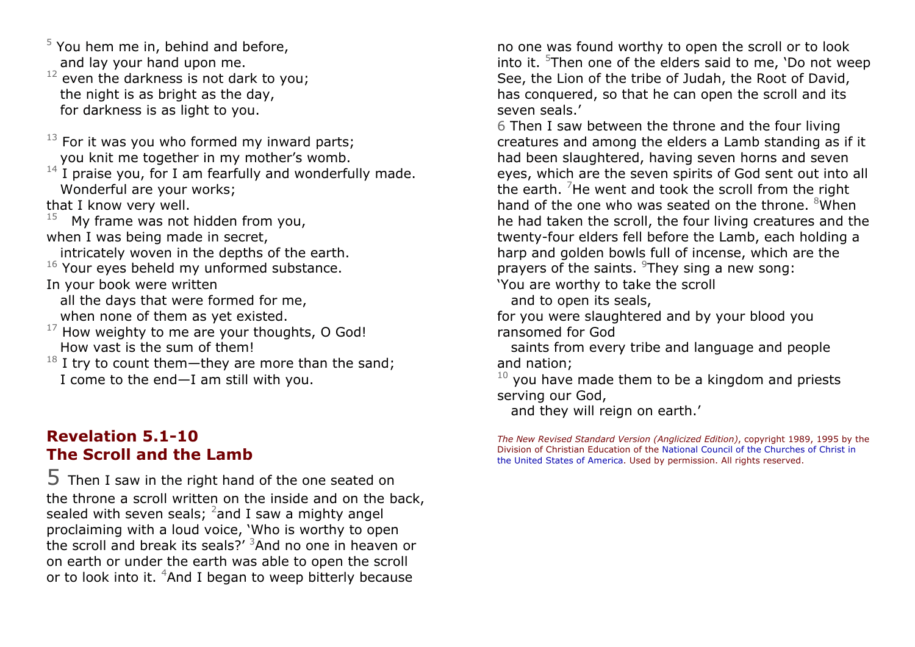[5] You hem me in, behind and before,
and lay your hand upon me.
[12] even the darkness is not dark to you;
the night is as bright as the day,
for darkness is as light to you.

[13] For it was you who formed my inward parts;
you knit me together in my mother's womb.
[14] I praise you, for I am fearfully and wonderfully made.
Wonderful are your works;
that I know very well.
[15] My frame was not hidden from you,
when I was being made in secret,
intricately woven in the depths of the earth.
[16] Your eyes beheld my unformed substance.
In your book were written
all the days that were formed for me,
when none of them as yet existed.
[17] How weighty to me are your thoughts, O God!
How vast is the sum of them!
[18] I try to count them—they are more than the sand;
I come to the end—I am still with you.

## Revelation 5.1-10
## The Scroll and the Lamb

5 Then I saw in the right hand of the one seated on the throne a scroll written on the inside and on the back, sealed with seven seals; [2]and I saw a mighty angel proclaiming with a loud voice, 'Who is worthy to open the scroll and break its seals?' [3]And no one in heaven or on earth or under the earth was able to open the scroll or to look into it. [4]And I began to weep bitterly because no one was found worthy to open the scroll or to look into it. [5]Then one of the elders said to me, 'Do not weep See, the Lion of the tribe of Judah, the Root of David, has conquered, so that he can open the scroll and its seven seals.'

6 Then I saw between the throne and the four living creatures and among the elders a Lamb standing as if it had been slaughtered, having seven horns and seven eyes, which are the seven spirits of God sent out into all the earth. [7]He went and took the scroll from the right hand of the one who was seated on the throne. [8]When he had taken the scroll, the four living creatures and the twenty-four elders fell before the Lamb, each holding a harp and golden bowls full of incense, which are the prayers of the saints. [9]They sing a new song:
'You are worthy to take the scroll
and to open its seals,
for you were slaughtered and by your blood you ransomed for God
saints from every tribe and language and people and nation;
[10] you have made them to be a kingdom and priests serving our God,
and they will reign on earth.'

*The New Revised Standard Version (Anglicized Edition)*, copyright 1989, 1995 by the Division of Christian Education of the National Council of the Churches of Christ in the United States of America. Used by permission. All rights reserved.